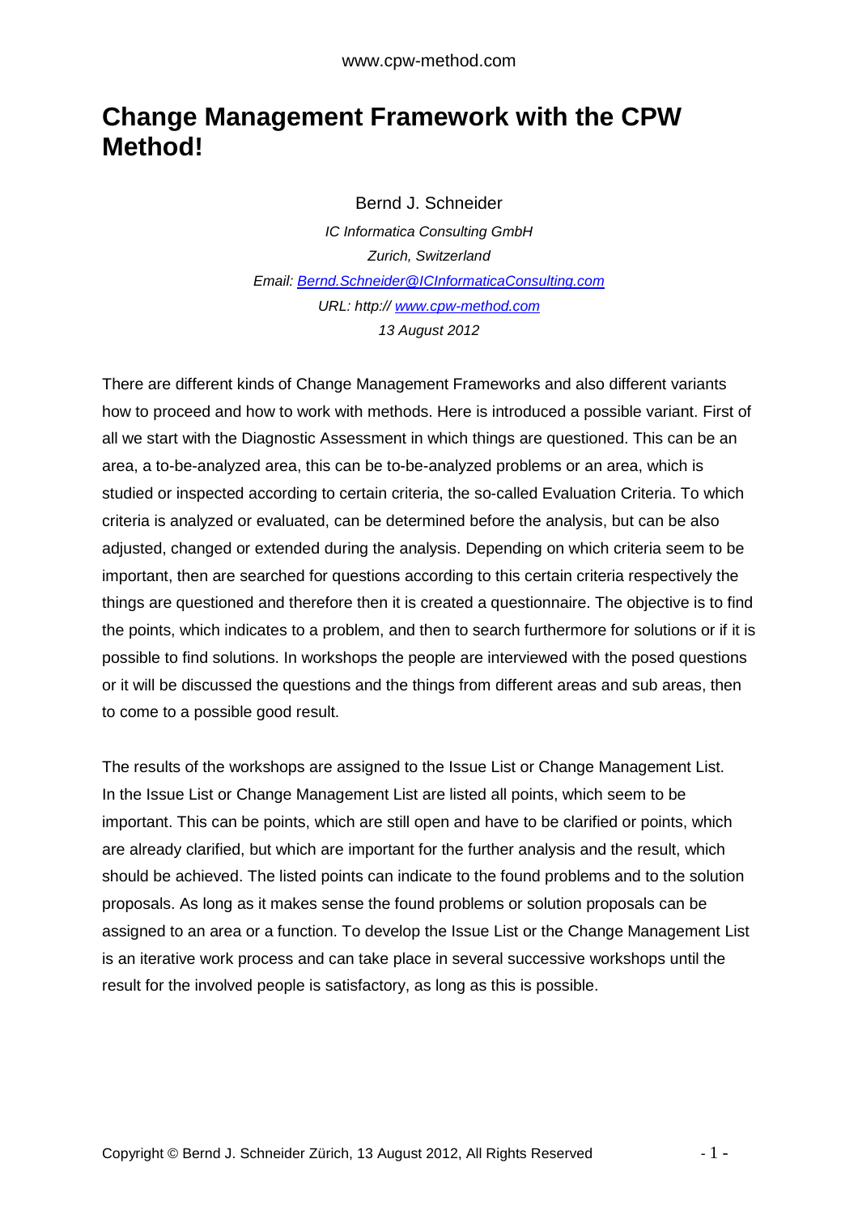# Change Management Framework with the CPW Method!

Bernd J. Schneider

*IC Informatica Consulting GmbH*

*Zurich, Switzerland*

*Email: [Bernd.Schneider@ICInformaticaConsulting.com](mailto:Bernd.Schneider@ICInformaticaConsulting.com)*

*URL: http:// [www.cpw-method.com](http://www.cpw-method.com)*

*13 August 2012*

There are different kinds of Change Management Frameworks and also different variants how to proceed and how to work with methods. Here is introduced a possible variant. First of all we start with the Diagnostic Assessment in which things are questioned. This can be an area, a to-be-analyzed area, this can be to-be-analyzed problems or an area, which is studied or inspected according to certain criteria, the so-called Evaluation Criteria. To which criteria is analyzed or evaluated, can be determined before the analysis, but can be also adjusted, changed or extended during the analysis. Depending on which criteria seem to be important, then are searched for questions according to this certain criteria respectively the things are questioned and therefore then it is created a questionnaire. The objective is to find the points, which indicates to a problem, and then to search furthermore for solutions or if it is possible to find solutions. In workshops the people are interviewed with the posed questions or it will be discussed the questions and the things from different areas and sub areas, then to come to a possible good result.

The results of the workshops are assigned to the Issue List or Change Management List. In the Issue List or Change Management List are listed all points, which seem to be important. This can be points, which are still open and have to be clarified or points, which are already clarified, but which are important for the further analysis and the result, which should be achieved. The listed points can indicate to the found problems and to the solution proposals. As long as it makes sense the found problems or solution proposals can be assigned to an area or a function. To develop the Issue List or the Change Management List is an iterative work process and can take place in several successive workshops until the result for the involved people is satisfactory, as long as this is possible.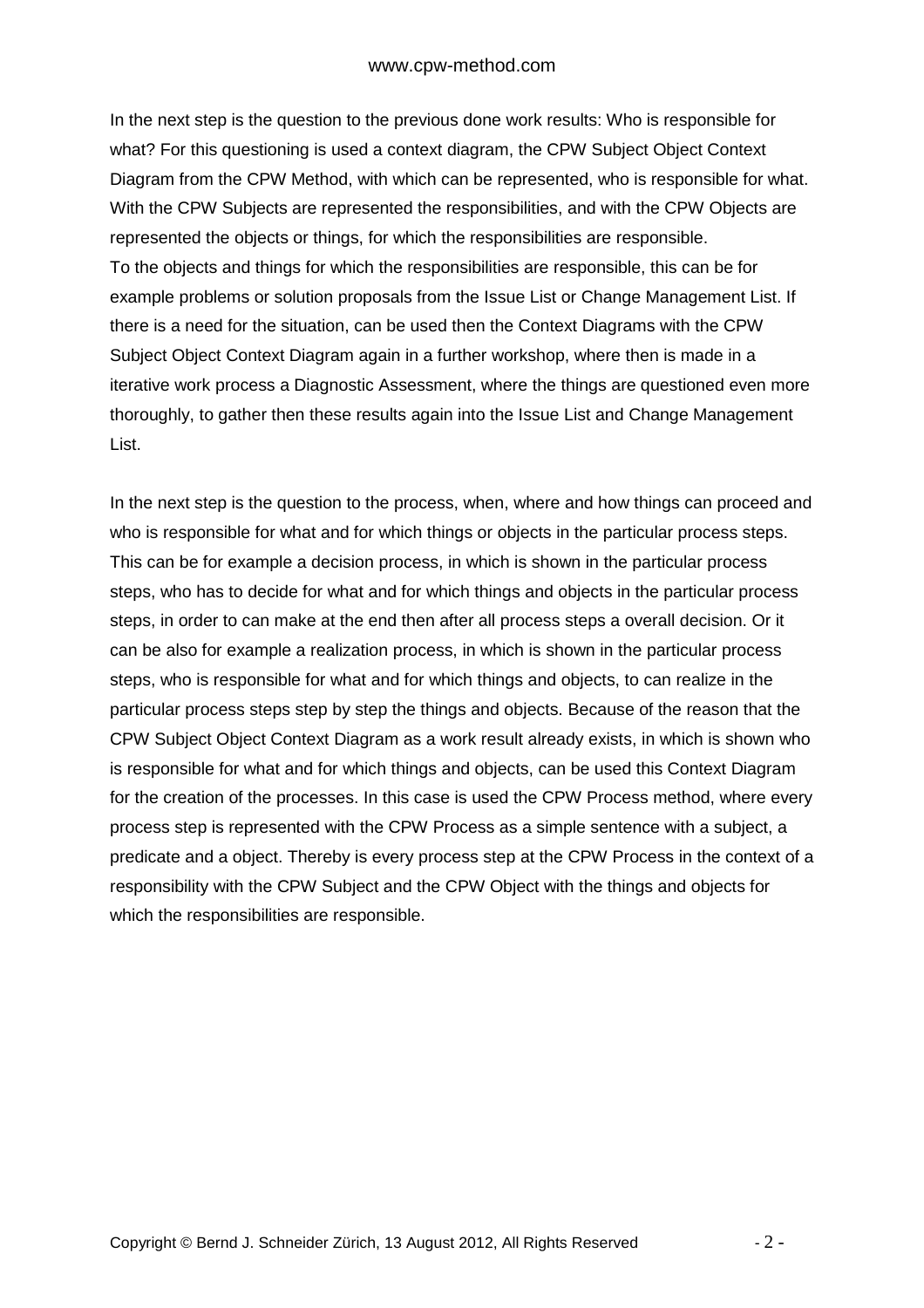In the next step is the question to the previous done work results: Who is responsible for what? For this questioning is used a context diagram, the CPW Subject Object Context Diagram from the CPW Method, with which can be represented, who is responsible for what. With the CPW Subjects are represented the responsibilities, and with the CPW Objects are represented the objects or things, for which the responsibilities are responsible.
To the objects and things for which the responsibilities are responsible, this can be for example problems or solution proposals from the Issue List or Change Management List. If there is a need for the situation, can be used then the Context Diagrams with the CPW Subject Object Context Diagram again in a further workshop, where then is made in a iterative work process a Diagnostic Assessment, where the things are questioned even more thoroughly, to gather then these results again into the Issue List and Change Management List.

In the next step is the question to the process, when, where and how things can proceed and who is responsible for what and for which things or objects in the particular process steps. This can be for example a decision process, in which is shown in the particular process steps, who has to decide for what and for which things and objects in the particular process steps, in order to can make at the end then after all process steps a overall decision. Or it can be also for example a realization process, in which is shown in the particular process steps, who is responsible for what and for which things and objects, to can realize in the particular process steps step by step the things and objects. Because of the reason that the CPW Subject Object Context Diagram as a work result already exists, in which is shown who is responsible for what and for which things and objects, can be used this Context Diagram for the creation of the processes. In this case is used the CPW Process method, where every process step is represented with the CPW Process as a simple sentence with a subject, a predicate and a object. Thereby is every process step at the CPW Process in the context of a responsibility with the CPW Subject and the CPW Object with the things and objects for which the responsibilities are responsible.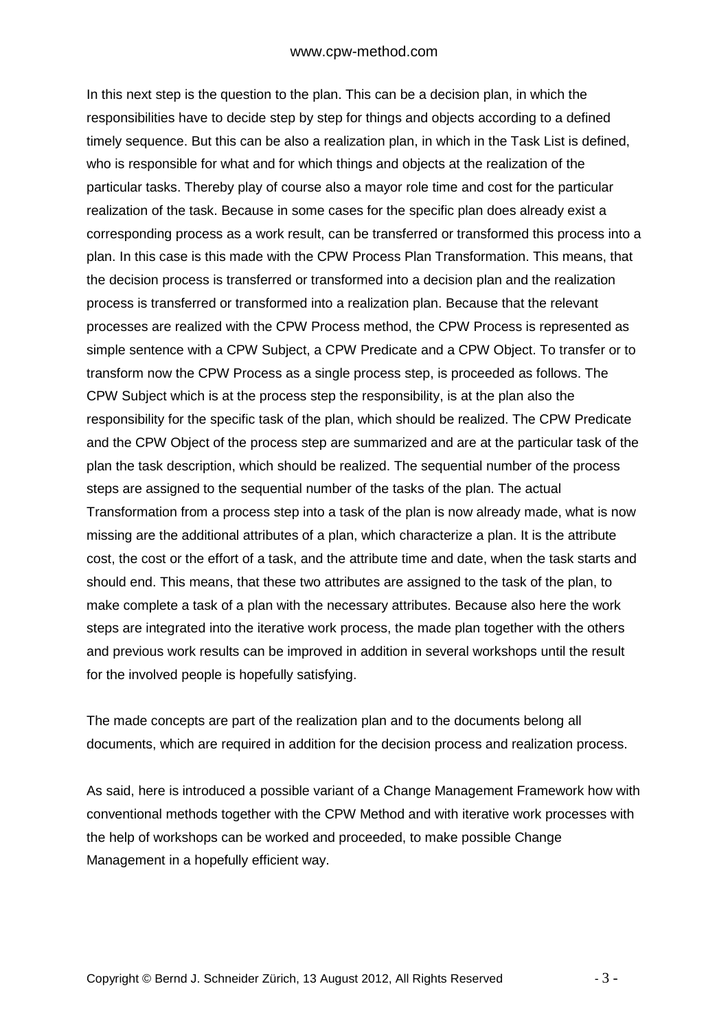In this next step is the question to the plan. This can be a decision plan, in which the responsibilities have to decide step by step for things and objects according to a defined timely sequence. But this can be also a realization plan, in which in the Task List is defined, who is responsible for what and for which things and objects at the realization of the particular tasks. Thereby play of course also a mayor role time and cost for the particular realization of the task. Because in some cases for the specific plan does already exist a corresponding process as a work result, can be transferred or transformed this process into a plan. In this case is this made with the CPW Process Plan Transformation. This means, that the decision process is transferred or transformed into a decision plan and the realization process is transferred or transformed into a realization plan. Because that the relevant processes are realized with the CPW Process method, the CPW Process is represented as simple sentence with a CPW Subject, a CPW Predicate and a CPW Object. To transfer or to transform now the CPW Process as a single process step, is proceeded as follows. The CPW Subject which is at the process step the responsibility, is at the plan also the responsibility for the specific task of the plan, which should be realized. The CPW Predicate and the CPW Object of the process step are summarized and are at the particular task of the plan the task description, which should be realized. The sequential number of the process steps are assigned to the sequential number of the tasks of the plan. The actual Transformation from a process step into a task of the plan is now already made, what is now missing are the additional attributes of a plan, which characterize a plan. It is the attribute cost, the cost or the effort of a task, and the attribute time and date, when the task starts and should end. This means, that these two attributes are assigned to the task of the plan, to make complete a task of a plan with the necessary attributes. Because also here the work steps are integrated into the iterative work process, the made plan together with the others and previous work results can be improved in addition in several workshops until the result for the involved people is hopefully satisfying.

The made concepts are part of the realization plan and to the documents belong all documents, which are required in addition for the decision process and realization process.

As said, here is introduced a possible variant of a Change Management Framework how with conventional methods together with the CPW Method and with iterative work processes with the help of workshops can be worked and proceeded, to make possible Change Management in a hopefully efficient way.

Copyright © Bernd J. Schneider Zürich, 13 August 2012, All Rights Reserved